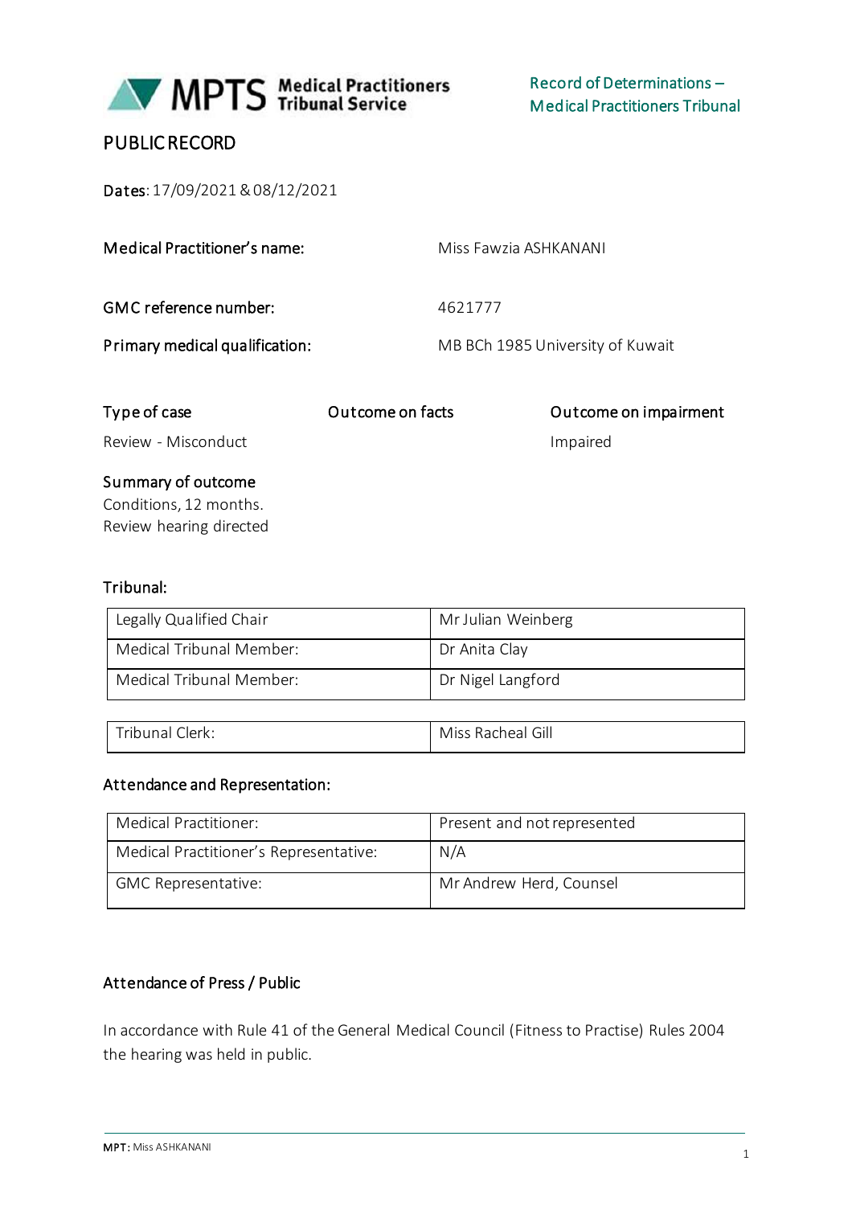MPTS Medical Practitioners Tribunal Service

Record of Determinations – Medical Practitioners Tribunal

# PUBLIC RECORD

**Dates**: 17/09/2021 & 08/12/2021

| | |
|---|---|
| **Medical Practitioner's name:** | Miss Fawzia ASHKANANI |
| **GMC reference number:** | 4621777 |
| **Primary medical qualification:** | MB BCh 1985 University of Kuwait |

| Type of case | Outcome on facts | Outcome on impairment |
|---|---|---|
| Review - Misconduct | | Impaired |

**Summary of outcome**

Conditions, 12 months.
Review hearing directed

**Tribunal:**

| | |
|---|---|
| Legally Qualified Chair | Mr Julian Weinberg |
| Medical Tribunal Member: | Dr Anita Clay |
| Medical Tribunal Member: | Dr Nigel Langford |

| | |
|---|---|
| Tribunal Clerk: | Miss Racheal Gill |

**Attendance and Representation:**

| | |
|---|---|
| Medical Practitioner: | Present and not represented |
| Medical Practitioner's Representative: | N/A |
| GMC Representative: | Mr Andrew Herd, Counsel |

**Attendance of Press / Public**

In accordance with Rule 41 of the General Medical Council (Fitness to Practise) Rules 2004 the hearing was held in public.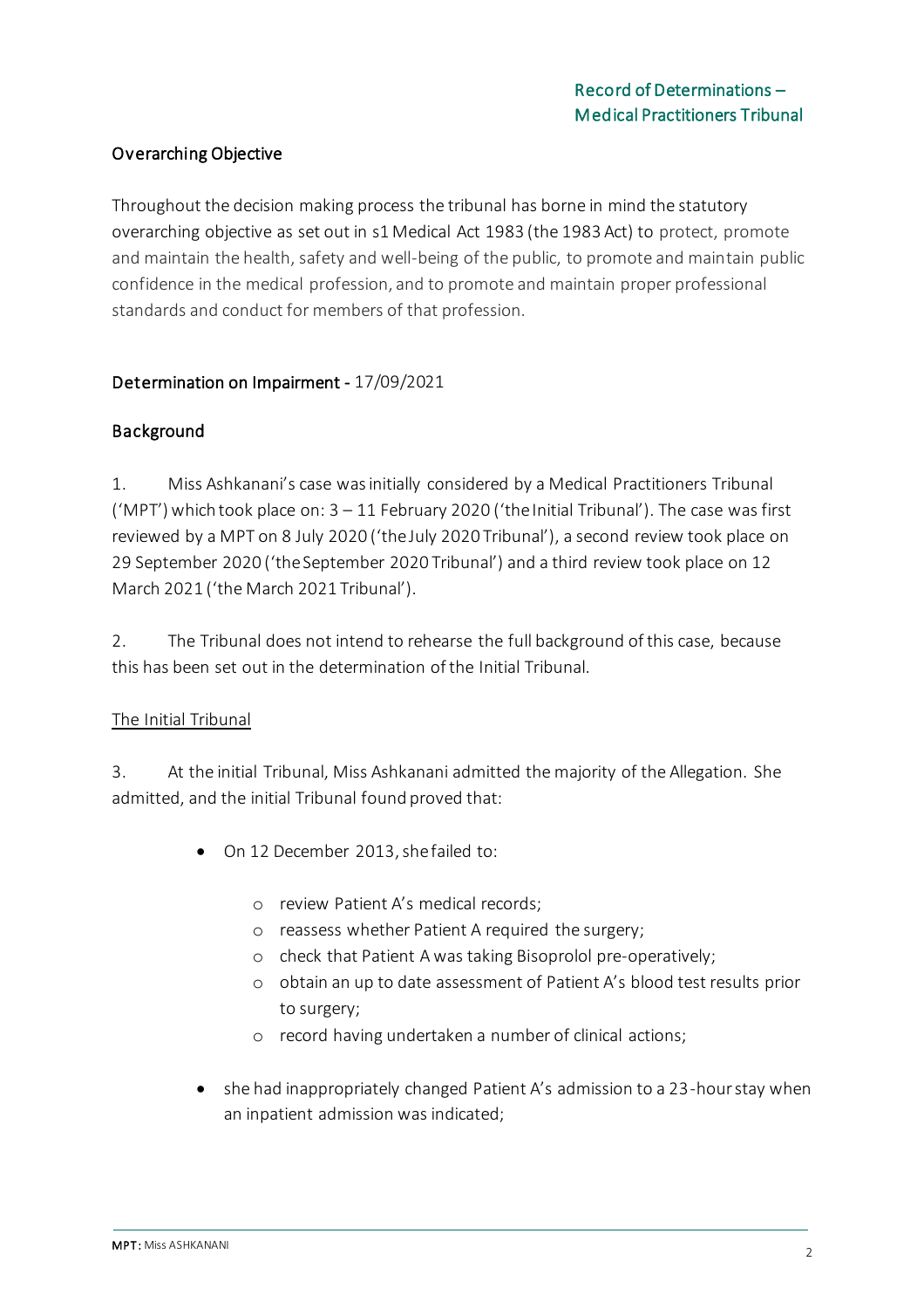## Overarching Objective

Throughout the decision making process the tribunal has borne in mind the statutory overarching objective as set out in s1 Medical Act 1983 (the 1983 Act) to protect, promote and maintain the health, safety and well-being of the public, to promote and maintain public confidence in the medical profession, and to promote and maintain proper professional standards and conduct for members of that profession.

## Determination on Impairment - 17/09/2021

## Background

1. Miss Ashkanani's case was initially considered by a Medical Practitioners Tribunal ('MPT') which took place on: 3 – 11 February 2020 ('the Initial Tribunal'). The case was first reviewed by a MPT on 8 July 2020 ('the July 2020 Tribunal'), a second review took place on 29 September 2020 ('the September 2020 Tribunal') and a third review took place on 12 March 2021 ('the March 2021 Tribunal').

2. The Tribunal does not intend to rehearse the full background of this case, because this has been set out in the determination of the Initial Tribunal.

### The Initial Tribunal

3. At the initial Tribunal, Miss Ashkanani admitted the majority of the Allegation. She admitted, and the initial Tribunal found proved that:

- On 12 December 2013, she failed to:
  - review Patient A's medical records;
  - reassess whether Patient A required the surgery;
  - check that Patient A was taking Bisoprolol pre-operatively;
  - obtain an up to date assessment of Patient A's blood test results prior to surgery;
  - record having undertaken a number of clinical actions;
- she had inappropriately changed Patient A's admission to a 23-hour stay when an inpatient admission was indicated;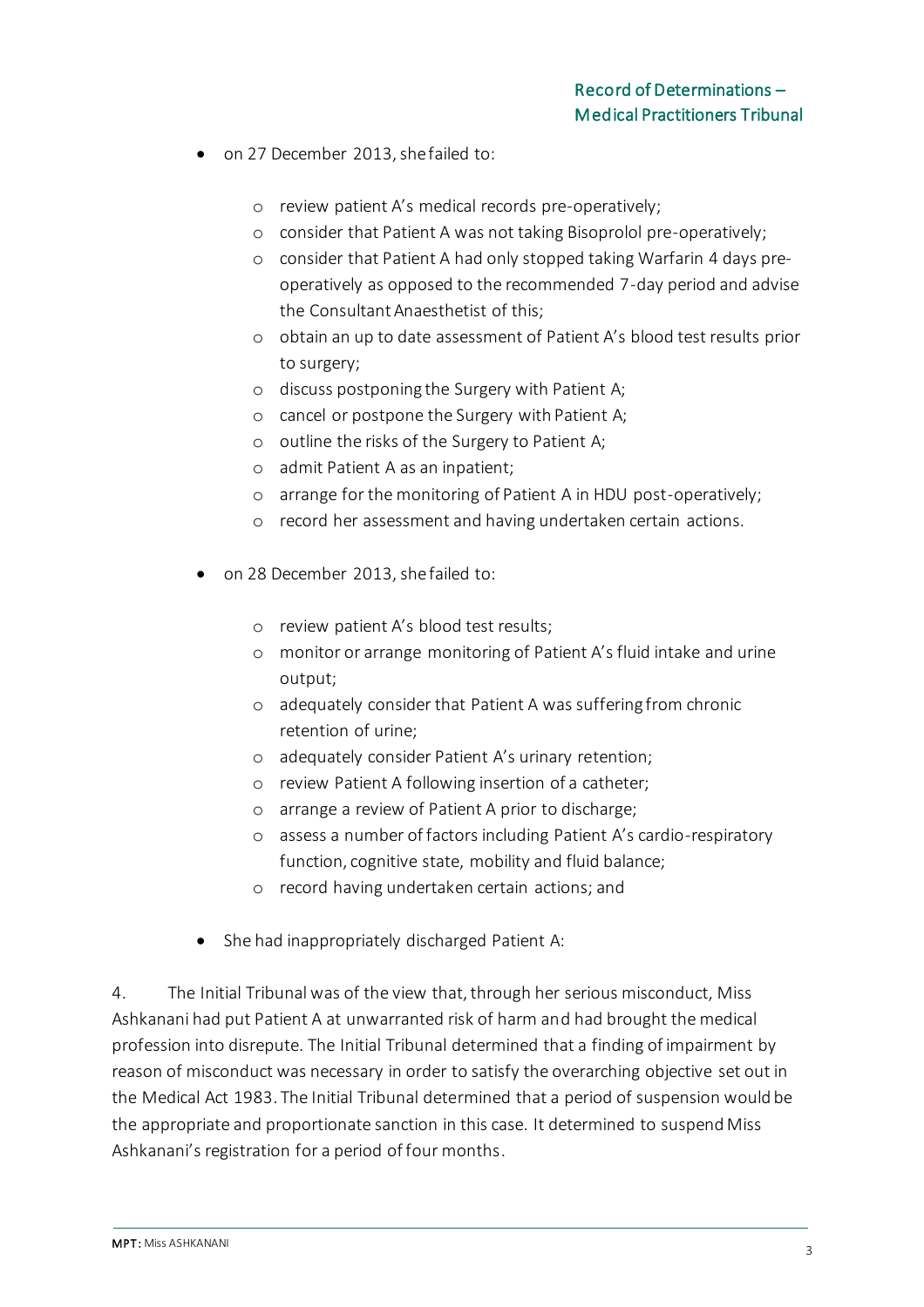- on 27 December 2013, she failed to:

    - review patient A's medical records pre-operatively;
    - consider that Patient A was not taking Bisoprolol pre-operatively;
    - consider that Patient A had only stopped taking Warfarin 4 days pre-operatively as opposed to the recommended 7-day period and advise the Consultant Anaesthetist of this;
    - obtain an up to date assessment of Patient A's blood test results prior to surgery;
    - discuss postponing the Surgery with Patient A;
    - cancel or postpone the Surgery with Patient A;
    - outline the risks of the Surgery to Patient A;
    - admit Patient A as an inpatient;
    - arrange for the monitoring of Patient A in HDU post-operatively;
    - record her assessment and having undertaken certain actions.

- on 28 December 2013, she failed to:

    - review patient A's blood test results;
    - monitor or arrange monitoring of Patient A's fluid intake and urine output;
    - adequately consider that Patient A was suffering from chronic retention of urine;
    - adequately consider Patient A's urinary retention;
    - review Patient A following insertion of a catheter;
    - arrange a review of Patient A prior to discharge;
    - assess a number of factors including Patient A's cardio-respiratory function, cognitive state, mobility and fluid balance;
    - record having undertaken certain actions; and

- She had inappropriately discharged Patient A:

4. The Initial Tribunal was of the view that, through her serious misconduct, Miss Ashkanani had put Patient A at unwarranted risk of harm and had brought the medical profession into disrepute. The Initial Tribunal determined that a finding of impairment by reason of misconduct was necessary in order to satisfy the overarching objective set out in the Medical Act 1983. The Initial Tribunal determined that a period of suspension would be the appropriate and proportionate sanction in this case. It determined to suspend Miss Ashkanani's registration for a period of four months.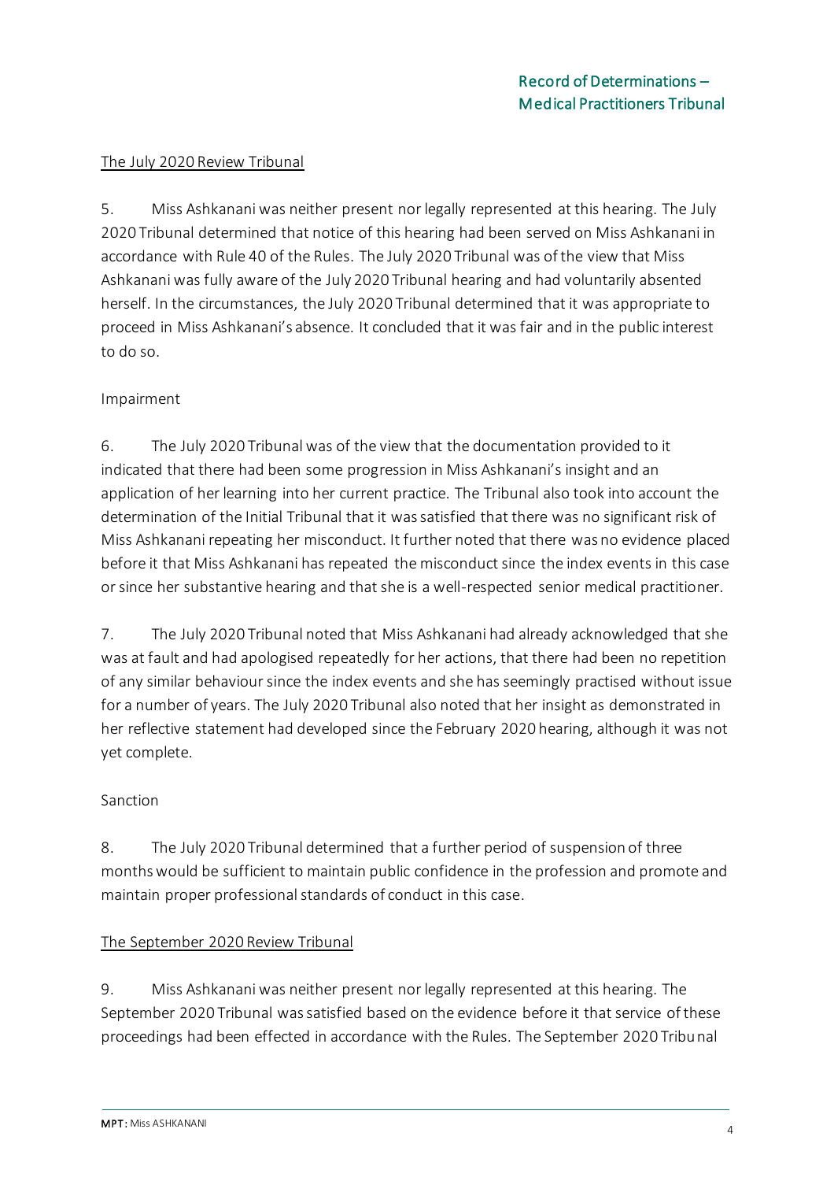The July 2020 Review Tribunal

5. Miss Ashkanani was neither present nor legally represented at this hearing. The July 2020 Tribunal determined that notice of this hearing had been served on Miss Ashkanani in accordance with Rule 40 of the Rules. The July 2020 Tribunal was of the view that Miss Ashkanani was fully aware of the July 2020 Tribunal hearing and had voluntarily absented herself. In the circumstances, the July 2020 Tribunal determined that it was appropriate to proceed in Miss Ashkanani's absence. It concluded that it was fair and in the public interest to do so.

Impairment

6. The July 2020 Tribunal was of the view that the documentation provided to it indicated that there had been some progression in Miss Ashkanani's insight and an application of her learning into her current practice. The Tribunal also took into account the determination of the Initial Tribunal that it was satisfied that there was no significant risk of Miss Ashkanani repeating her misconduct. It further noted that there was no evidence placed before it that Miss Ashkanani has repeated the misconduct since the index events in this case or since her substantive hearing and that she is a well-respected senior medical practitioner.

7. The July 2020 Tribunal noted that Miss Ashkanani had already acknowledged that she was at fault and had apologised repeatedly for her actions, that there had been no repetition of any similar behaviour since the index events and she has seemingly practised without issue for a number of years. The July 2020 Tribunal also noted that her insight as demonstrated in her reflective statement had developed since the February 2020 hearing, although it was not yet complete.

Sanction

8. The July 2020 Tribunal determined that a further period of suspension of three months would be sufficient to maintain public confidence in the profession and promote and maintain proper professional standards of conduct in this case.

The September 2020 Review Tribunal

9. Miss Ashkanani was neither present nor legally represented at this hearing. The September 2020 Tribunal was satisfied based on the evidence before it that service of these proceedings had been effected in accordance with the Rules. The September 2020 Tribunal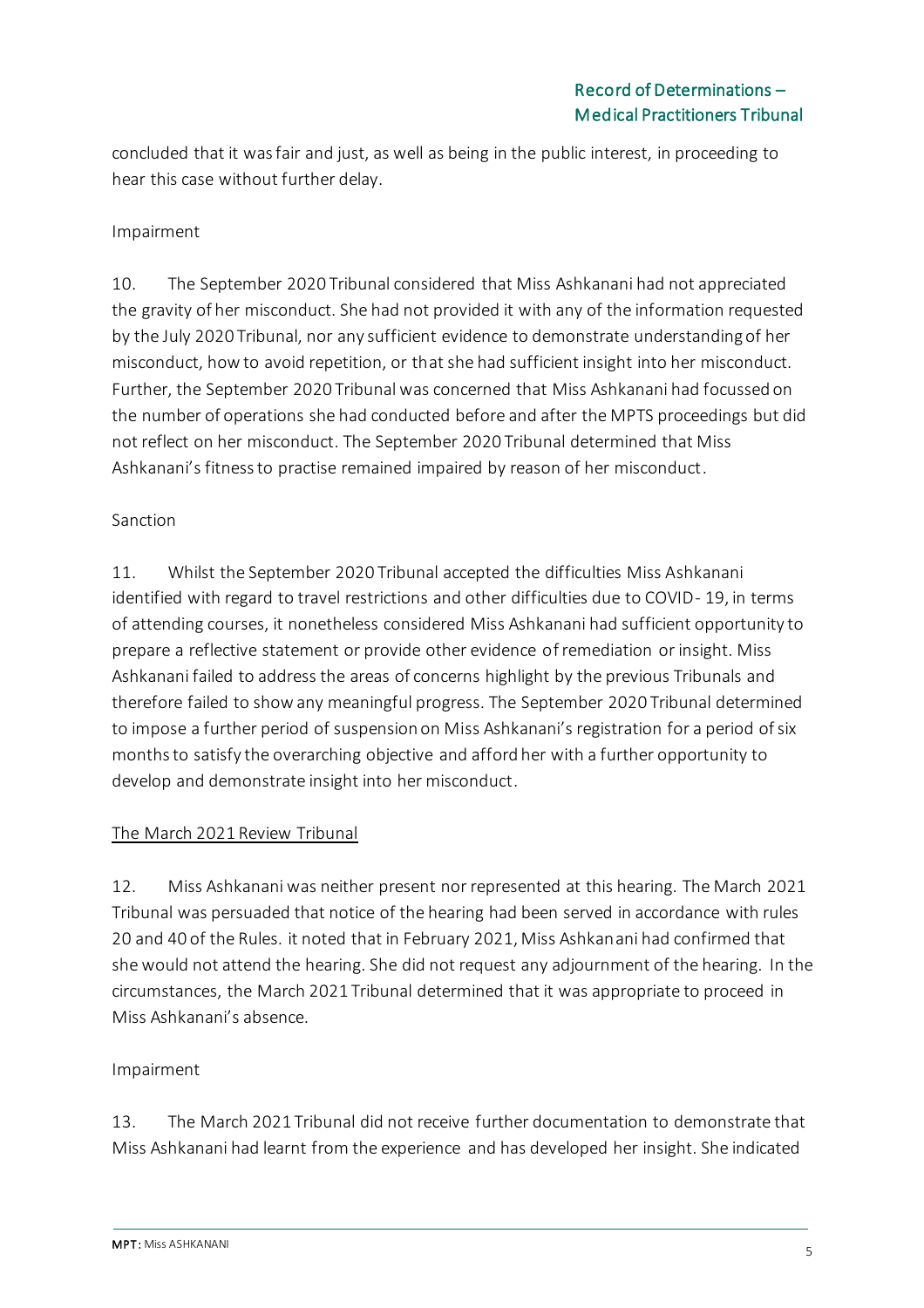concluded that it was fair and just, as well as being in the public interest, in proceeding to hear this case without further delay.

Impairment

10. The September 2020 Tribunal considered that Miss Ashkanani had not appreciated the gravity of her misconduct. She had not provided it with any of the information requested by the July 2020 Tribunal, nor any sufficient evidence to demonstrate understanding of her misconduct, how to avoid repetition, or that she had sufficient insight into her misconduct. Further, the September 2020 Tribunal was concerned that Miss Ashkanani had focussed on the number of operations she had conducted before and after the MPTS proceedings but did not reflect on her misconduct. The September 2020 Tribunal determined that Miss Ashkanani's fitness to practise remained impaired by reason of her misconduct.

Sanction

11. Whilst the September 2020 Tribunal accepted the difficulties Miss Ashkanani identified with regard to travel restrictions and other difficulties due to COVID- 19, in terms of attending courses, it nonetheless considered Miss Ashkanani had sufficient opportunity to prepare a reflective statement or provide other evidence of remediation or insight. Miss Ashkanani failed to address the areas of concerns highlight by the previous Tribunals and therefore failed to show any meaningful progress. The September 2020 Tribunal determined to impose a further period of suspension on Miss Ashkanani's registration for a period of six months to satisfy the overarching objective and afford her with a further opportunity to develop and demonstrate insight into her misconduct.

<u>The March 2021 Review Tribunal</u>

12. Miss Ashkanani was neither present nor represented at this hearing. The March 2021 Tribunal was persuaded that notice of the hearing had been served in accordance with rules 20 and 40 of the Rules. it noted that in February 2021, Miss Ashkanani had confirmed that she would not attend the hearing. She did not request any adjournment of the hearing. In the circumstances, the March 2021 Tribunal determined that it was appropriate to proceed in Miss Ashkanani's absence.

Impairment

13. The March 2021 Tribunal did not receive further documentation to demonstrate that Miss Ashkanani had learnt from the experience and has developed her insight. She indicated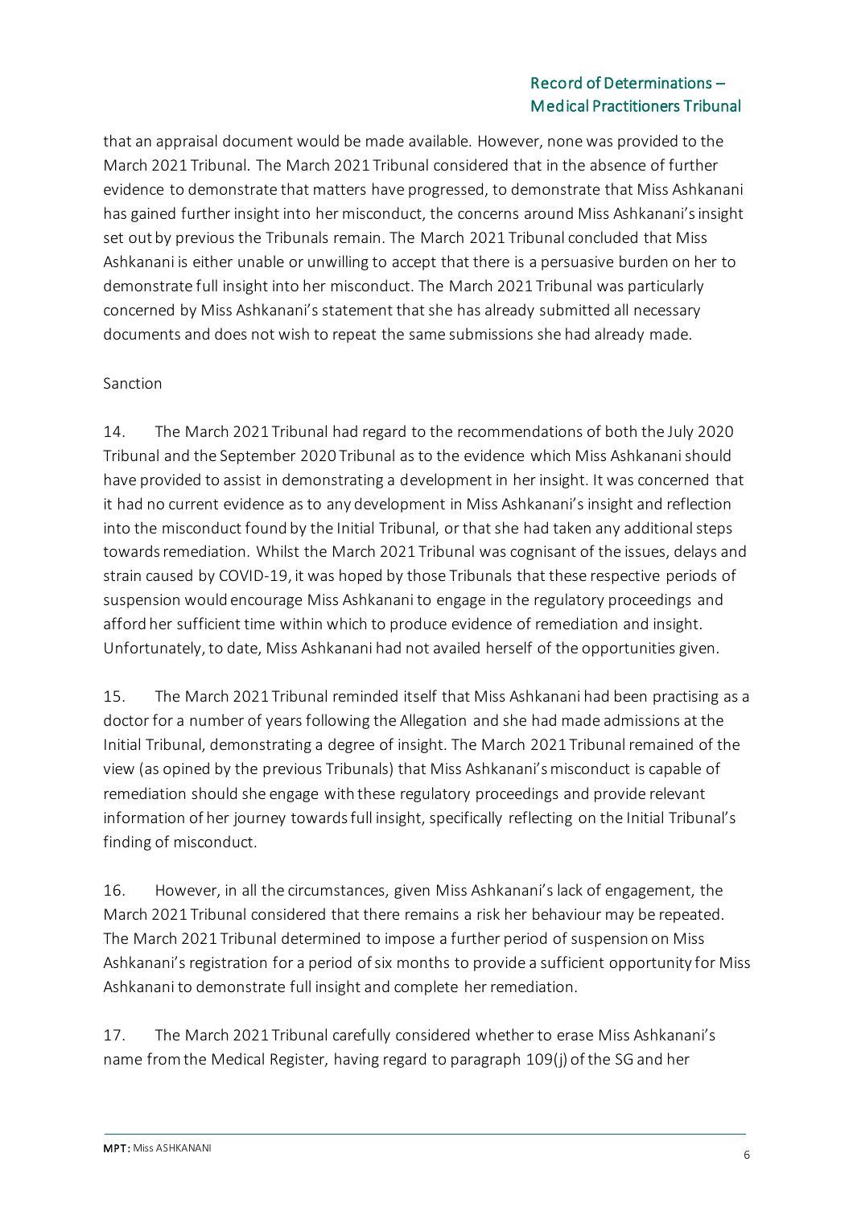that an appraisal document would be made available. However, none was provided to the March 2021 Tribunal. The March 2021 Tribunal considered that in the absence of further evidence to demonstrate that matters have progressed, to demonstrate that Miss Ashkanani has gained further insight into her misconduct, the concerns around Miss Ashkanani's insight set out by previous the Tribunals remain. The March 2021 Tribunal concluded that Miss Ashkanani is either unable or unwilling to accept that there is a persuasive burden on her to demonstrate full insight into her misconduct. The March 2021 Tribunal was particularly concerned by Miss Ashkanani's statement that she has already submitted all necessary documents and does not wish to repeat the same submissions she had already made.

Sanction

14. The March 2021 Tribunal had regard to the recommendations of both the July 2020 Tribunal and the September 2020 Tribunal as to the evidence which Miss Ashkanani should have provided to assist in demonstrating a development in her insight. It was concerned that it had no current evidence as to any development in Miss Ashkanani's insight and reflection into the misconduct found by the Initial Tribunal, or that she had taken any additional steps towards remediation. Whilst the March 2021 Tribunal was cognisant of the issues, delays and strain caused by COVID-19, it was hoped by those Tribunals that these respective periods of suspension would encourage Miss Ashkanani to engage in the regulatory proceedings and afford her sufficient time within which to produce evidence of remediation and insight. Unfortunately, to date, Miss Ashkanani had not availed herself of the opportunities given.

15. The March 2021 Tribunal reminded itself that Miss Ashkanani had been practising as a doctor for a number of years following the Allegation and she had made admissions at the Initial Tribunal, demonstrating a degree of insight. The March 2021 Tribunal remained of the view (as opined by the previous Tribunals) that Miss Ashkanani's misconduct is capable of remediation should she engage with these regulatory proceedings and provide relevant information of her journey towards full insight, specifically reflecting on the Initial Tribunal's finding of misconduct.

16. However, in all the circumstances, given Miss Ashkanani's lack of engagement, the March 2021 Tribunal considered that there remains a risk her behaviour may be repeated. The March 2021 Tribunal determined to impose a further period of suspension on Miss Ashkanani's registration for a period of six months to provide a sufficient opportunity for Miss Ashkanani to demonstrate full insight and complete her remediation.

17. The March 2021 Tribunal carefully considered whether to erase Miss Ashkanani's name from the Medical Register, having regard to paragraph 109(j) of the SG and her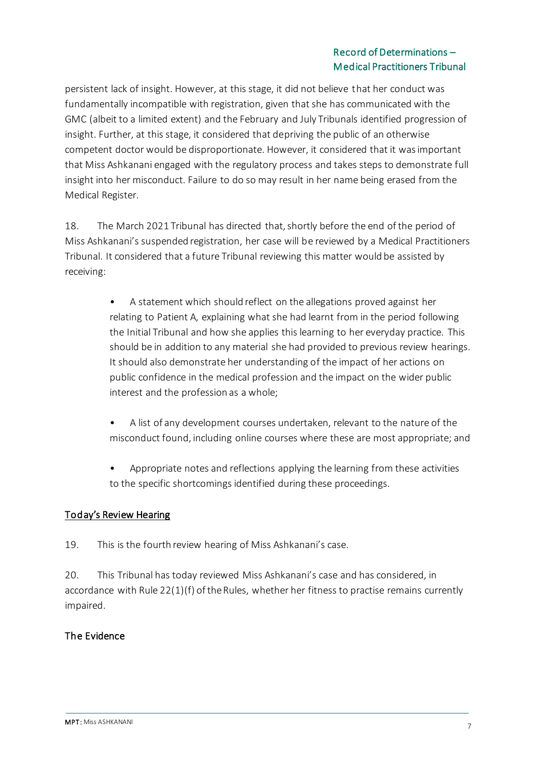persistent lack of insight. However, at this stage, it did not believe that her conduct was fundamentally incompatible with registration, given that she has communicated with the GMC (albeit to a limited extent) and the February and July Tribunals identified progression of insight. Further, at this stage, it considered that depriving the public of an otherwise competent doctor would be disproportionate. However, it considered that it was important that Miss Ashkanani engaged with the regulatory process and takes steps to demonstrate full insight into her misconduct. Failure to do so may result in her name being erased from the Medical Register.

18. The March 2021 Tribunal has directed that, shortly before the end of the period of Miss Ashkanani's suspended registration, her case will be reviewed by a Medical Practitioners Tribunal. It considered that a future Tribunal reviewing this matter would be assisted by receiving:

- A statement which should reflect on the allegations proved against her relating to Patient A, explaining what she had learnt from in the period following the Initial Tribunal and how she applies this learning to her everyday practice. This should be in addition to any material she had provided to previous review hearings. It should also demonstrate her understanding of the impact of her actions on public confidence in the medical profession and the impact on the wider public interest and the profession as a whole;

- A list of any development courses undertaken, relevant to the nature of the misconduct found, including online courses where these are most appropriate; and

- Appropriate notes and reflections applying the learning from these activities to the specific shortcomings identified during these proceedings.

## Today's Review Hearing

19. This is the fourth review hearing of Miss Ashkanani's case.

20. This Tribunal has today reviewed Miss Ashkanani's case and has considered, in accordance with Rule 22(1)(f) of the Rules, whether her fitness to practise remains currently impaired.

### The Evidence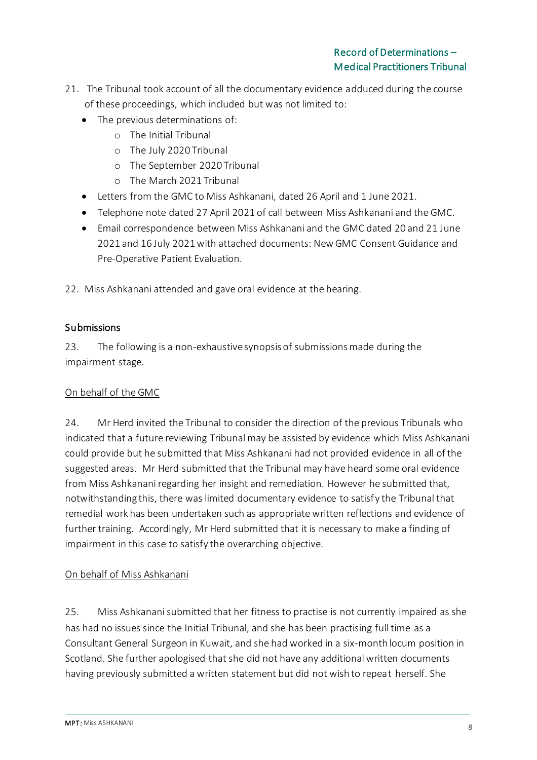21. The Tribunal took account of all the documentary evidence adduced during the course of these proceedings, which included but was not limited to:
    - The previous determinations of:
        - The Initial Tribunal
        - The July 2020 Tribunal
        - The September 2020 Tribunal
        - The March 2021 Tribunal
    - Letters from the GMC to Miss Ashkanani, dated 26 April and 1 June 2021.
    - Telephone note dated 27 April 2021 of call between Miss Ashkanani and the GMC.
    - Email correspondence between Miss Ashkanani and the GMC dated 20 and 21 June 2021 and 16 July 2021 with attached documents: New GMC Consent Guidance and Pre-Operative Patient Evaluation.

22. Miss Ashkanani attended and gave oral evidence at the hearing.

## Submissions

23. The following is a non-exhaustive synopsis of submissions made during the impairment stage.

On behalf of the GMC

24. Mr Herd invited the Tribunal to consider the direction of the previous Tribunals who indicated that a future reviewing Tribunal may be assisted by evidence which Miss Ashkanani could provide but he submitted that Miss Ashkanani had not provided evidence in all of the suggested areas. Mr Herd submitted that the Tribunal may have heard some oral evidence from Miss Ashkanani regarding her insight and remediation. However he submitted that, notwithstanding this, there was limited documentary evidence to satisfy the Tribunal that remedial work has been undertaken such as appropriate written reflections and evidence of further training. Accordingly, Mr Herd submitted that it is necessary to make a finding of impairment in this case to satisfy the overarching objective.

On behalf of Miss Ashkanani

25. Miss Ashkanani submitted that her fitness to practise is not currently impaired as she has had no issues since the Initial Tribunal, and she has been practising full time as a Consultant General Surgeon in Kuwait, and she had worked in a six-month locum position in Scotland. She further apologised that she did not have any additional written documents having previously submitted a written statement but did not wish to repeat herself. She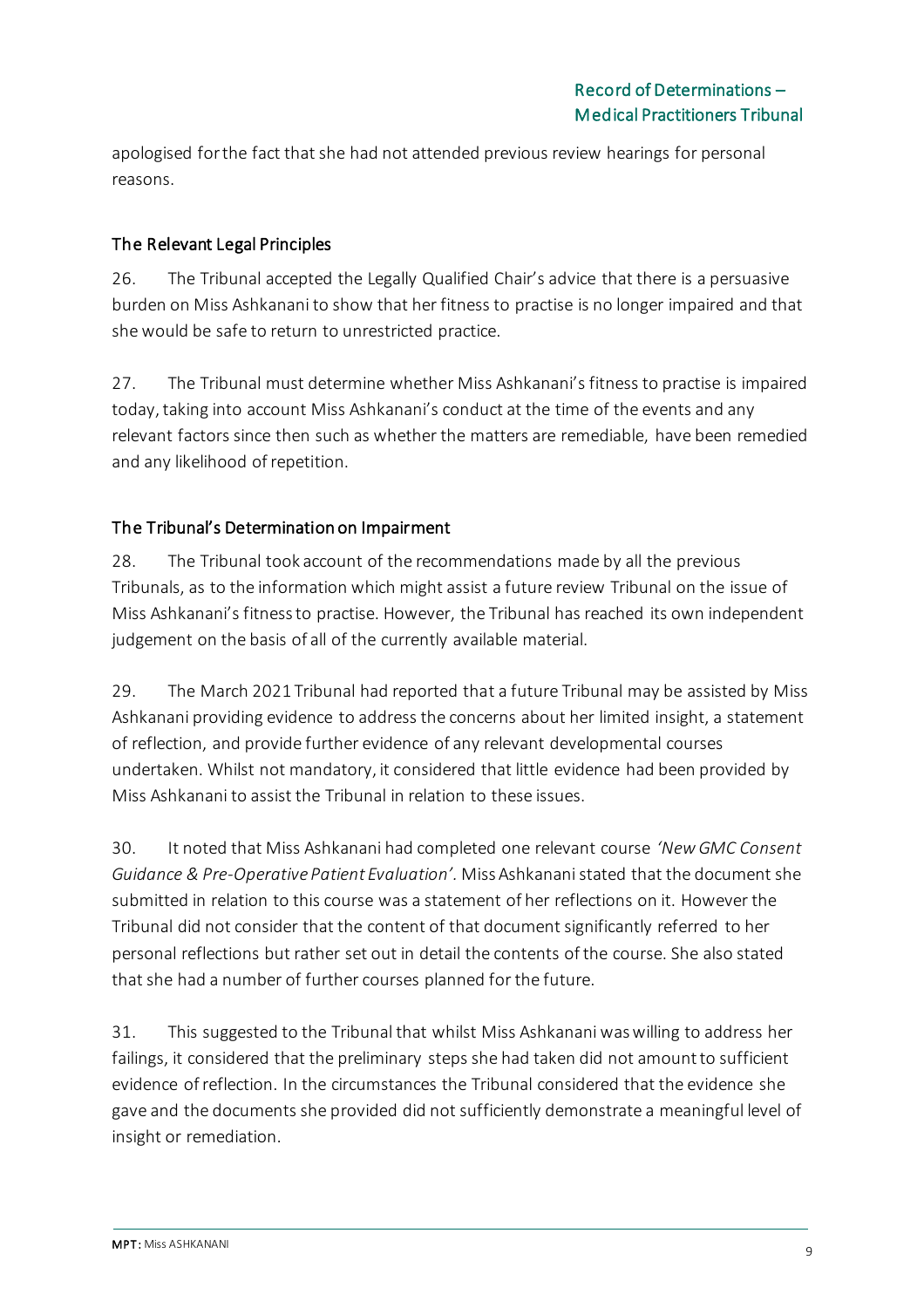apologised for the fact that she had not attended previous review hearings for personal reasons.

## The Relevant Legal Principles

26. The Tribunal accepted the Legally Qualified Chair's advice that there is a persuasive burden on Miss Ashkanani to show that her fitness to practise is no longer impaired and that she would be safe to return to unrestricted practice.

27. The Tribunal must determine whether Miss Ashkanani's fitness to practise is impaired today, taking into account Miss Ashkanani's conduct at the time of the events and any relevant factors since then such as whether the matters are remediable, have been remedied and any likelihood of repetition.

## The Tribunal's Determination on Impairment

28. The Tribunal took account of the recommendations made by all the previous Tribunals, as to the information which might assist a future review Tribunal on the issue of Miss Ashkanani's fitness to practise. However, the Tribunal has reached its own independent judgement on the basis of all of the currently available material.

29. The March 2021 Tribunal had reported that a future Tribunal may be assisted by Miss Ashkanani providing evidence to address the concerns about her limited insight, a statement of reflection, and provide further evidence of any relevant developmental courses undertaken. Whilst not mandatory, it considered that little evidence had been provided by Miss Ashkanani to assist the Tribunal in relation to these issues.

30. It noted that Miss Ashkanani had completed one relevant course *'New GMC Consent Guidance & Pre-Operative Patient Evaluation'*. Miss Ashkanani stated that the document she submitted in relation to this course was a statement of her reflections on it. However the Tribunal did not consider that the content of that document significantly referred to her personal reflections but rather set out in detail the contents of the course. She also stated that she had a number of further courses planned for the future.

31. This suggested to the Tribunal that whilst Miss Ashkanani was willing to address her failings, it considered that the preliminary steps she had taken did not amount to sufficient evidence of reflection. In the circumstances the Tribunal considered that the evidence she gave and the documents she provided did not sufficiently demonstrate a meaningful level of insight or remediation.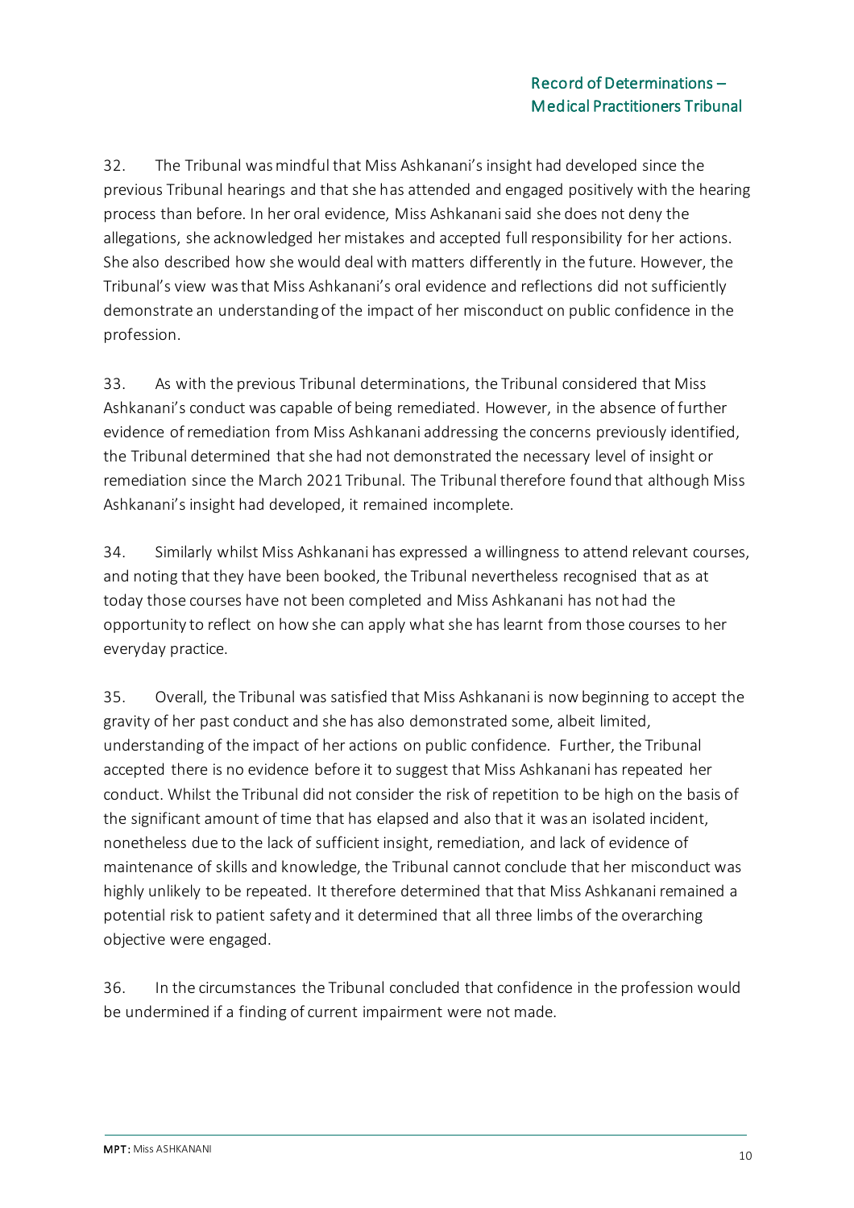32. The Tribunal was mindful that Miss Ashkanani's insight had developed since the previous Tribunal hearings and that she has attended and engaged positively with the hearing process than before. In her oral evidence, Miss Ashkanani said she does not deny the allegations, she acknowledged her mistakes and accepted full responsibility for her actions. She also described how she would deal with matters differently in the future. However, the Tribunal's view was that Miss Ashkanani's oral evidence and reflections did not sufficiently demonstrate an understanding of the impact of her misconduct on public confidence in the profession.

33. As with the previous Tribunal determinations, the Tribunal considered that Miss Ashkanani's conduct was capable of being remediated. However, in the absence of further evidence of remediation from Miss Ashkanani addressing the concerns previously identified, the Tribunal determined that she had not demonstrated the necessary level of insight or remediation since the March 2021 Tribunal. The Tribunal therefore found that although Miss Ashkanani's insight had developed, it remained incomplete.

34. Similarly whilst Miss Ashkanani has expressed a willingness to attend relevant courses, and noting that they have been booked, the Tribunal nevertheless recognised that as at today those courses have not been completed and Miss Ashkanani has not had the opportunity to reflect on how she can apply what she has learnt from those courses to her everyday practice.

35. Overall, the Tribunal was satisfied that Miss Ashkanani is now beginning to accept the gravity of her past conduct and she has also demonstrated some, albeit limited, understanding of the impact of her actions on public confidence. Further, the Tribunal accepted there is no evidence before it to suggest that Miss Ashkanani has repeated her conduct. Whilst the Tribunal did not consider the risk of repetition to be high on the basis of the significant amount of time that has elapsed and also that it was an isolated incident, nonetheless due to the lack of sufficient insight, remediation, and lack of evidence of maintenance of skills and knowledge, the Tribunal cannot conclude that her misconduct was highly unlikely to be repeated. It therefore determined that that Miss Ashkanani remained a potential risk to patient safety and it determined that all three limbs of the overarching objective were engaged.

36. In the circumstances the Tribunal concluded that confidence in the profession would be undermined if a finding of current impairment were not made.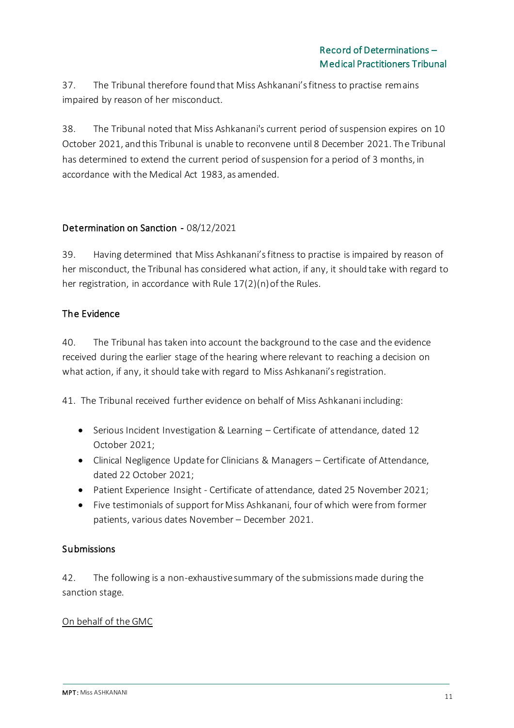37. The Tribunal therefore found that Miss Ashkanani's fitness to practise remains impaired by reason of her misconduct.

38. The Tribunal noted that Miss Ashkanani's current period of suspension expires on 10 October 2021, and this Tribunal is unable to reconvene until 8 December 2021. The Tribunal has determined to extend the current period of suspension for a period of 3 months, in accordance with the Medical Act 1983, as amended.

## Determination on Sanction - 08/12/2021

39. Having determined that Miss Ashkanani's fitness to practise is impaired by reason of her misconduct, the Tribunal has considered what action, if any, it should take with regard to her registration, in accordance with Rule 17(2)(n) of the Rules.

### The Evidence

40. The Tribunal has taken into account the background to the case and the evidence received during the earlier stage of the hearing where relevant to reaching a decision on what action, if any, it should take with regard to Miss Ashkanani's registration.

41. The Tribunal received further evidence on behalf of Miss Ashkanani including:

- Serious Incident Investigation & Learning – Certificate of attendance, dated 12 October 2021;
- Clinical Negligence Update for Clinicians & Managers – Certificate of Attendance, dated 22 October 2021;
- Patient Experience Insight - Certificate of attendance, dated 25 November 2021;
- Five testimonials of support for Miss Ashkanani, four of which were from former patients, various dates November – December 2021.

### Submissions

42. The following is a non-exhaustive summary of the submissions made during the sanction stage.

On behalf of the GMC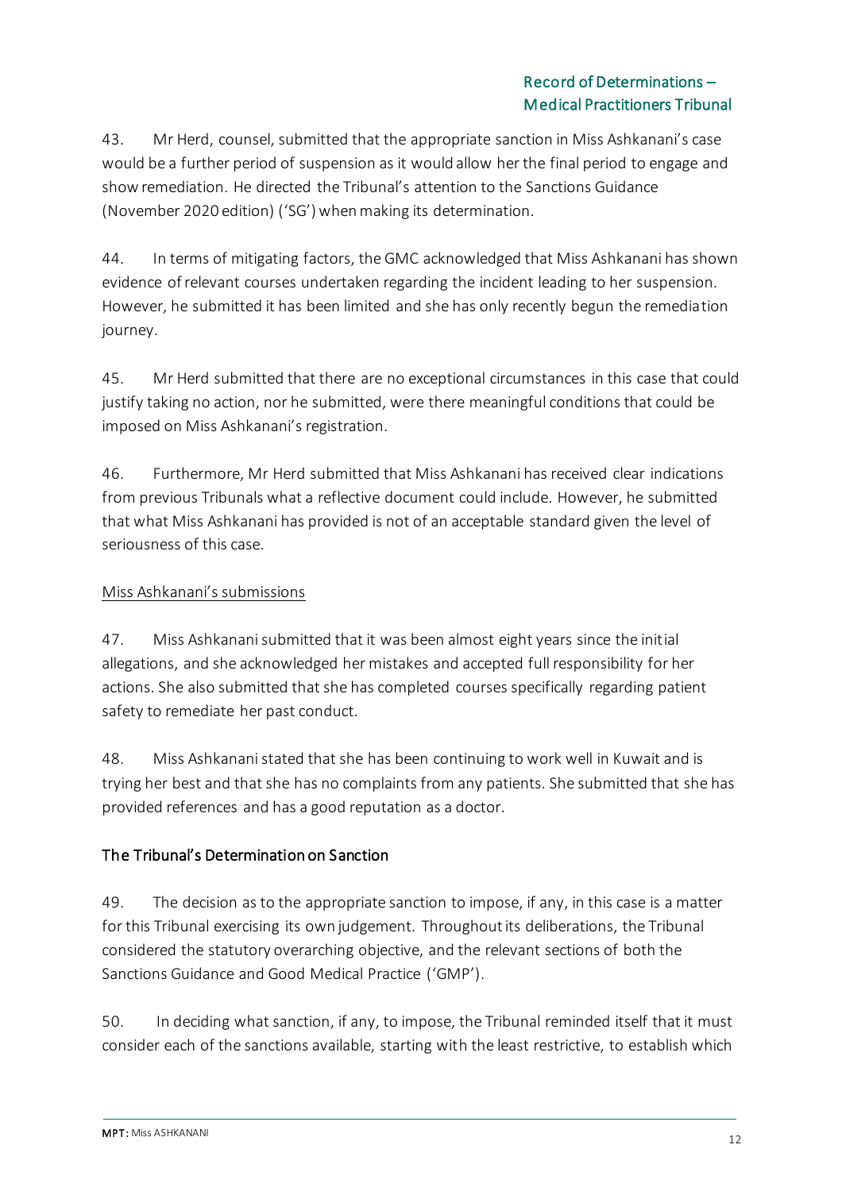43. Mr Herd, counsel, submitted that the appropriate sanction in Miss Ashkanani's case would be a further period of suspension as it would allow her the final period to engage and show remediation. He directed the Tribunal's attention to the Sanctions Guidance (November 2020 edition) ('SG') when making its determination.

44. In terms of mitigating factors, the GMC acknowledged that Miss Ashkanani has shown evidence of relevant courses undertaken regarding the incident leading to her suspension. However, he submitted it has been limited and she has only recently begun the remediation journey.

45. Mr Herd submitted that there are no exceptional circumstances in this case that could justify taking no action, nor he submitted, were there meaningful conditions that could be imposed on Miss Ashkanani's registration.

46. Furthermore, Mr Herd submitted that Miss Ashkanani has received clear indications from previous Tribunals what a reflective document could include. However, he submitted that what Miss Ashkanani has provided is not of an acceptable standard given the level of seriousness of this case.

Miss Ashkanani's submissions

47. Miss Ashkanani submitted that it was been almost eight years since the initial allegations, and she acknowledged her mistakes and accepted full responsibility for her actions. She also submitted that she has completed courses specifically regarding patient safety to remediate her past conduct.

48. Miss Ashkanani stated that she has been continuing to work well in Kuwait and is trying her best and that she has no complaints from any patients. She submitted that she has provided references and has a good reputation as a doctor.

## The Tribunal's Determination on Sanction

49. The decision as to the appropriate sanction to impose, if any, in this case is a matter for this Tribunal exercising its own judgement. Throughout its deliberations, the Tribunal considered the statutory overarching objective, and the relevant sections of both the Sanctions Guidance and Good Medical Practice ('GMP').

50. In deciding what sanction, if any, to impose, the Tribunal reminded itself that it must consider each of the sanctions available, starting with the least restrictive, to establish which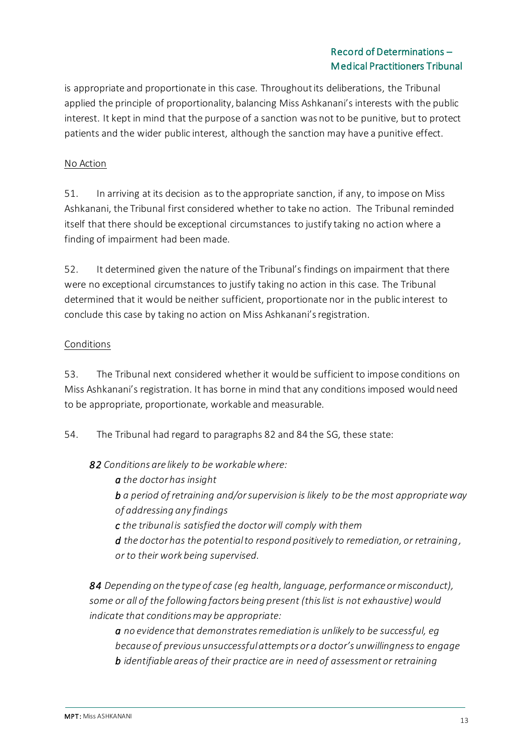is appropriate and proportionate in this case. Throughout its deliberations, the Tribunal applied the principle of proportionality, balancing Miss Ashkanani's interests with the public interest. It kept in mind that the purpose of a sanction was not to be punitive, but to protect patients and the wider public interest, although the sanction may have a punitive effect.

<u>No Action</u>

51. In arriving at its decision as to the appropriate sanction, if any, to impose on Miss Ashkanani, the Tribunal first considered whether to take no action. The Tribunal reminded itself that there should be exceptional circumstances to justify taking no action where a finding of impairment had been made.

52. It determined given the nature of the Tribunal's findings on impairment that there were no exceptional circumstances to justify taking no action in this case. The Tribunal determined that it would be neither sufficient, proportionate nor in the public interest to conclude this case by taking no action on Miss Ashkanani's registration.

<u>Conditions</u>

53. The Tribunal next considered whether it would be sufficient to impose conditions on Miss Ashkanani's registration. It has borne in mind that any conditions imposed would need to be appropriate, proportionate, workable and measurable.

54. The Tribunal had regard to paragraphs 82 and 84 the SG, these state:

> ***82*** *Conditions are likely to be workable where:*
>
> ***a*** *the doctor has insight*
>
> ***b*** *a period of retraining and/or supervision is likely to be the most appropriate way of addressing any findings*
>
> ***c*** *the tribunal is satisfied the doctor will comply with them*
>
> ***d*** *the doctor has the potential to respond positively to remediation, or retraining, or to their work being supervised.*
>
> ***84*** *Depending on the type of case (eg health, language, performance or misconduct), some or all of the following factors being present (this list is not exhaustive) would indicate that conditions may be appropriate:*
>
> ***a*** *no evidence that demonstrates remediation is unlikely to be successful, eg because of previous unsuccessful attempts or a doctor's unwillingness to engage*
>
> ***b*** *identifiable areas of their practice are in need of assessment or retraining*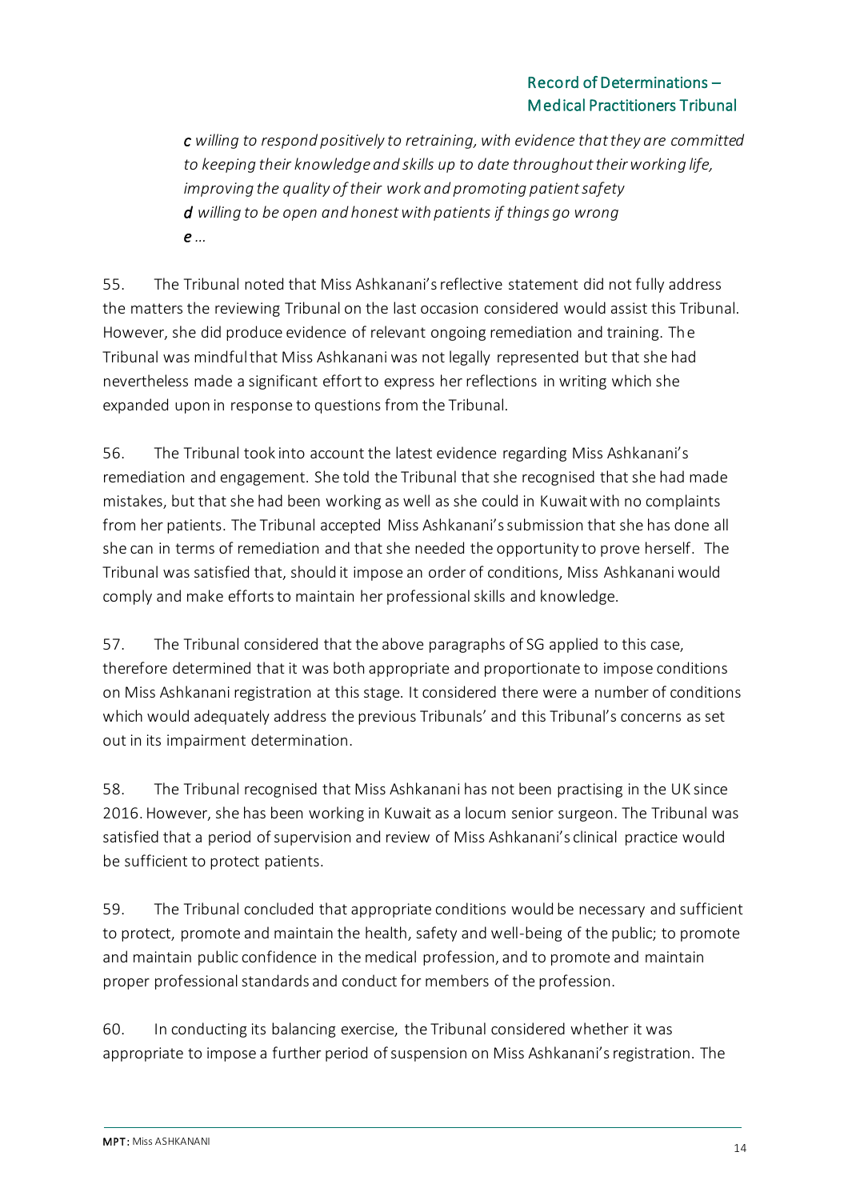*c willing to respond positively to retraining, with evidence that they are committed to keeping their knowledge and skills up to date throughout their working life, improving the quality of their work and promoting patient safety*
*d willing to be open and honest with patients if things go wrong*
*e …*

55. The Tribunal noted that Miss Ashkanani's reflective statement did not fully address the matters the reviewing Tribunal on the last occasion considered would assist this Tribunal. However, she did produce evidence of relevant ongoing remediation and training. The Tribunal was mindful that Miss Ashkanani was not legally represented but that she had nevertheless made a significant effort to express her reflections in writing which she expanded upon in response to questions from the Tribunal.

56. The Tribunal took into account the latest evidence regarding Miss Ashkanani's remediation and engagement. She told the Tribunal that she recognised that she had made mistakes, but that she had been working as well as she could in Kuwait with no complaints from her patients. The Tribunal accepted Miss Ashkanani's submission that she has done all she can in terms of remediation and that she needed the opportunity to prove herself. The Tribunal was satisfied that, should it impose an order of conditions, Miss Ashkanani would comply and make efforts to maintain her professional skills and knowledge.

57. The Tribunal considered that the above paragraphs of SG applied to this case, therefore determined that it was both appropriate and proportionate to impose conditions on Miss Ashkanani registration at this stage. It considered there were a number of conditions which would adequately address the previous Tribunals' and this Tribunal's concerns as set out in its impairment determination.

58. The Tribunal recognised that Miss Ashkanani has not been practising in the UK since 2016. However, she has been working in Kuwait as a locum senior surgeon. The Tribunal was satisfied that a period of supervision and review of Miss Ashkanani's clinical practice would be sufficient to protect patients.

59. The Tribunal concluded that appropriate conditions would be necessary and sufficient to protect, promote and maintain the health, safety and well-being of the public; to promote and maintain public confidence in the medical profession, and to promote and maintain proper professional standards and conduct for members of the profession.

60. In conducting its balancing exercise, the Tribunal considered whether it was appropriate to impose a further period of suspension on Miss Ashkanani's registration. The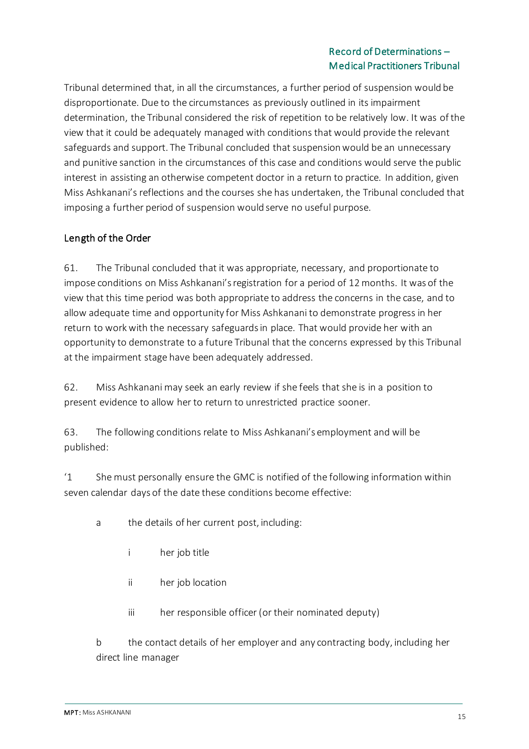Tribunal determined that, in all the circumstances, a further period of suspension would be disproportionate. Due to the circumstances as previously outlined in its impairment determination, the Tribunal considered the risk of repetition to be relatively low. It was of the view that it could be adequately managed with conditions that would provide the relevant safeguards and support. The Tribunal concluded that suspension would be an unnecessary and punitive sanction in the circumstances of this case and conditions would serve the public interest in assisting an otherwise competent doctor in a return to practice. In addition, given Miss Ashkanani's reflections and the courses she has undertaken, the Tribunal concluded that imposing a further period of suspension would serve no useful purpose.

## Length of the Order

61. The Tribunal concluded that it was appropriate, necessary, and proportionate to impose conditions on Miss Ashkanani's registration for a period of 12 months. It was of the view that this time period was both appropriate to address the concerns in the case, and to allow adequate time and opportunity for Miss Ashkanani to demonstrate progress in her return to work with the necessary safeguards in place. That would provide her with an opportunity to demonstrate to a future Tribunal that the concerns expressed by this Tribunal at the impairment stage have been adequately addressed.

62. Miss Ashkanani may seek an early review if she feels that she is in a position to present evidence to allow her to return to unrestricted practice sooner.

63. The following conditions relate to Miss Ashkanani's employment and will be published:

'1 She must personally ensure the GMC is notified of the following information within seven calendar days of the date these conditions become effective:

a the details of her current post, including:

i her job title

ii her job location

iii her responsible officer (or their nominated deputy)

b the contact details of her employer and any contracting body, including her direct line manager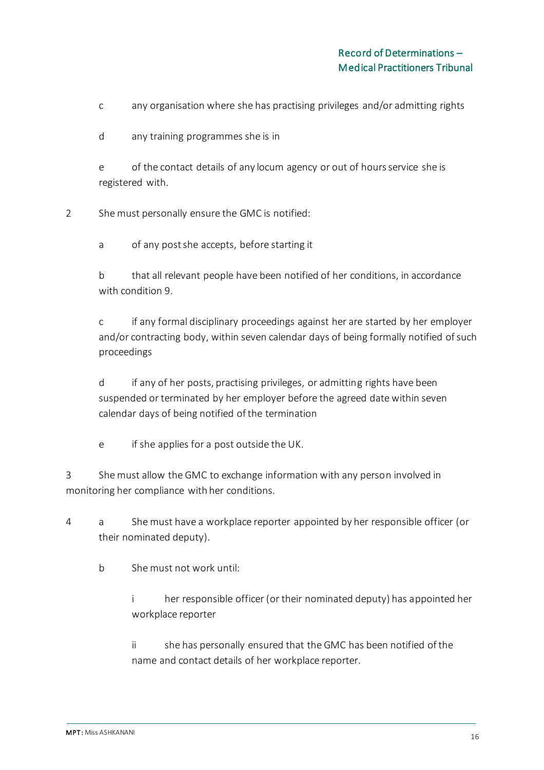c any organisation where she has practising privileges and/or admitting rights

d any training programmes she is in

e of the contact details of any locum agency or out of hours service she is registered with.

2 She must personally ensure the GMC is notified:

a of any post she accepts, before starting it

b that all relevant people have been notified of her conditions, in accordance with condition 9.

c if any formal disciplinary proceedings against her are started by her employer and/or contracting body, within seven calendar days of being formally notified of such proceedings

d if any of her posts, practising privileges, or admitting rights have been suspended or terminated by her employer before the agreed date within seven calendar days of being notified of the termination

e if she applies for a post outside the UK.

3 She must allow the GMC to exchange information with any person involved in monitoring her compliance with her conditions.

4 a She must have a workplace reporter appointed by her responsible officer (or their nominated deputy).

b She must not work until:

i her responsible officer (or their nominated deputy) has appointed her workplace reporter

ii she has personally ensured that the GMC has been notified of the name and contact details of her workplace reporter.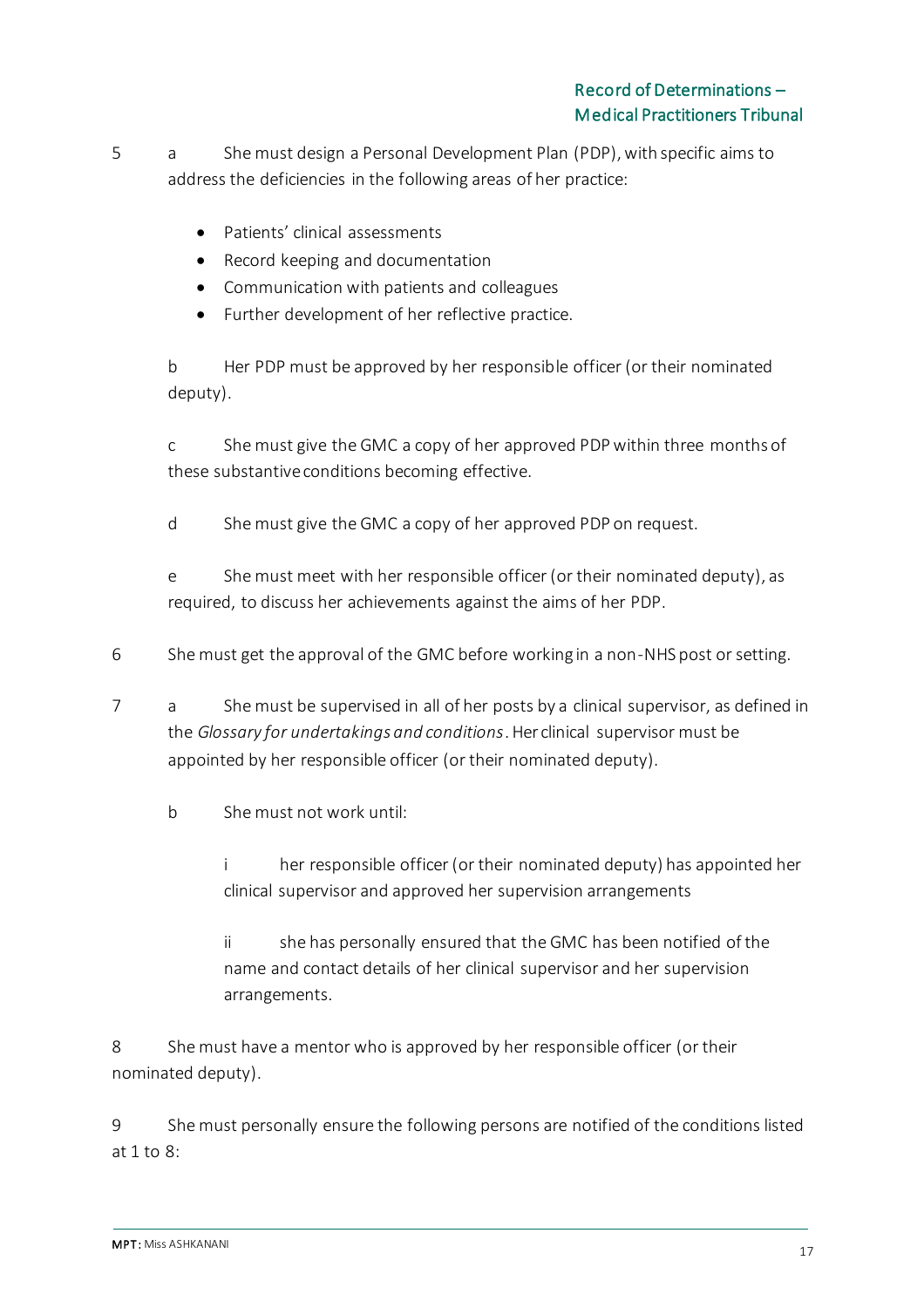5 a She must design a Personal Development Plan (PDP), with specific aims to address the deficiencies in the following areas of her practice:

- Patients' clinical assessments
- Record keeping and documentation
- Communication with patients and colleagues
- Further development of her reflective practice.

b Her PDP must be approved by her responsible officer (or their nominated deputy).

c She must give the GMC a copy of her approved PDP within three months of these substantive conditions becoming effective.

d She must give the GMC a copy of her approved PDP on request.

e She must meet with her responsible officer (or their nominated deputy), as required, to discuss her achievements against the aims of her PDP.

6 She must get the approval of the GMC before working in a non-NHS post or setting.

7 a She must be supervised in all of her posts by a clinical supervisor, as defined in the *Glossary for undertakings and conditions*. Her clinical supervisor must be appointed by her responsible officer (or their nominated deputy).

b She must not work until:

i her responsible officer (or their nominated deputy) has appointed her clinical supervisor and approved her supervision arrangements

ii she has personally ensured that the GMC has been notified of the name and contact details of her clinical supervisor and her supervision arrangements.

8 She must have a mentor who is approved by her responsible officer (or their nominated deputy).

9 She must personally ensure the following persons are notified of the conditions listed at 1 to 8: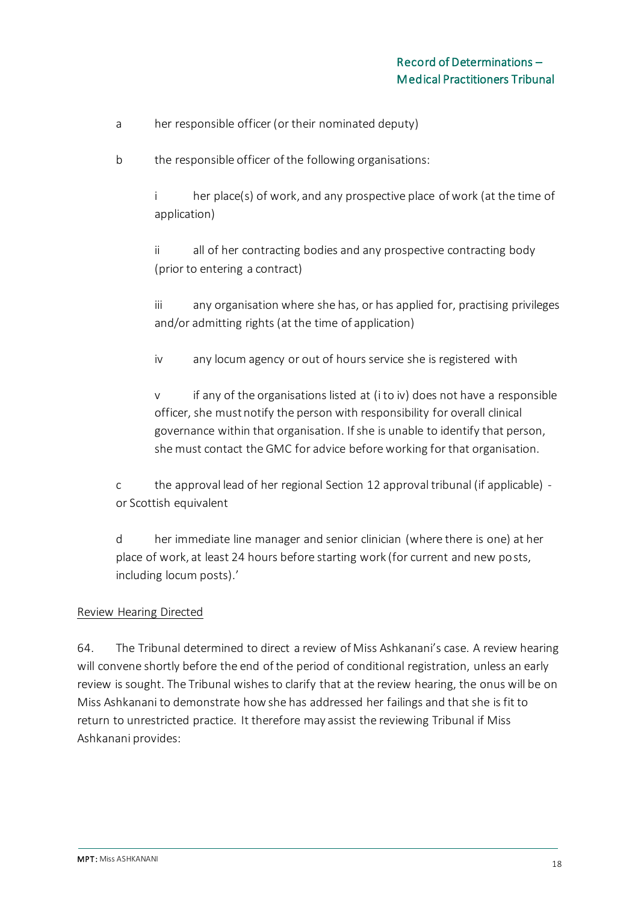a her responsible officer (or their nominated deputy)

b the responsible officer of the following organisations:

i her place(s) of work, and any prospective place of work (at the time of application)

ii all of her contracting bodies and any prospective contracting body (prior to entering a contract)

iii any organisation where she has, or has applied for, practising privileges and/or admitting rights (at the time of application)

iv any locum agency or out of hours service she is registered with

v if any of the organisations listed at (i to iv) does not have a responsible officer, she must notify the person with responsibility for overall clinical governance within that organisation. If she is unable to identify that person, she must contact the GMC for advice before working for that organisation.

c the approval lead of her regional Section 12 approval tribunal (if applicable) - or Scottish equivalent

d her immediate line manager and senior clinician (where there is one) at her place of work, at least 24 hours before starting work (for current and new posts, including locum posts).'

<u>Review Hearing Directed</u>

64. The Tribunal determined to direct a review of Miss Ashkanani's case. A review hearing will convene shortly before the end of the period of conditional registration, unless an early review is sought. The Tribunal wishes to clarify that at the review hearing, the onus will be on Miss Ashkanani to demonstrate how she has addressed her failings and that she is fit to return to unrestricted practice. It therefore may assist the reviewing Tribunal if Miss Ashkanani provides: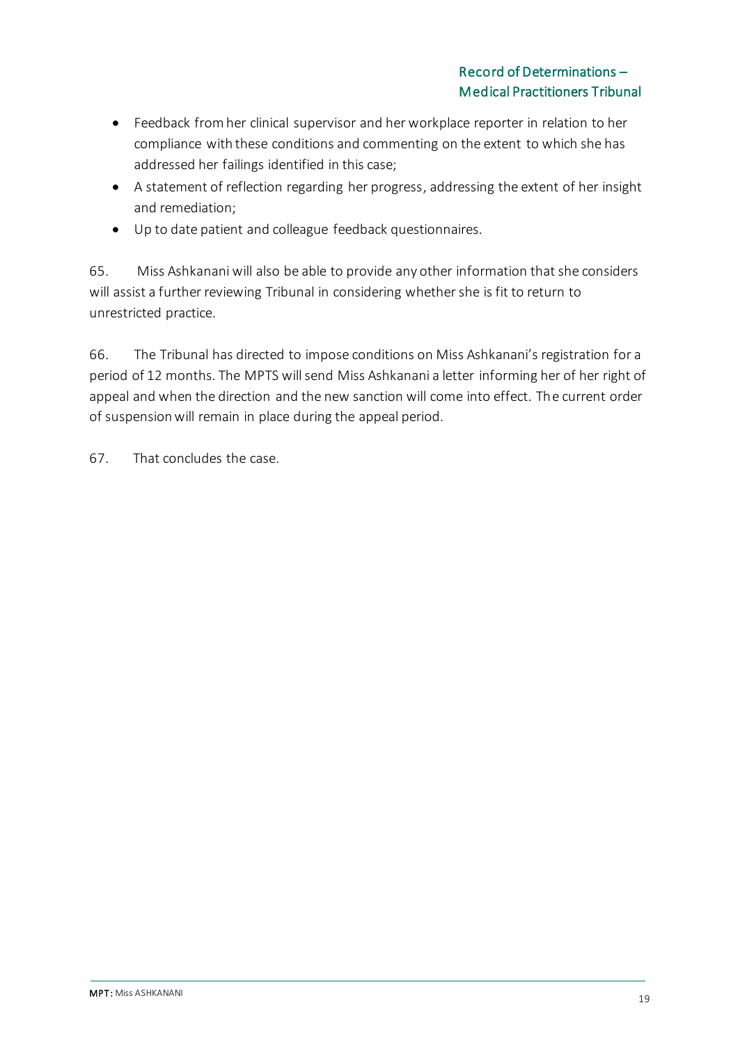- Feedback from her clinical supervisor and her workplace reporter in relation to her compliance with these conditions and commenting on the extent to which she has addressed her failings identified in this case;
- A statement of reflection regarding her progress, addressing the extent of her insight and remediation;
- Up to date patient and colleague feedback questionnaires.

65. Miss Ashkanani will also be able to provide any other information that she considers will assist a further reviewing Tribunal in considering whether she is fit to return to unrestricted practice.

66. The Tribunal has directed to impose conditions on Miss Ashkanani's registration for a period of 12 months. The MPTS will send Miss Ashkanani a letter informing her of her right of appeal and when the direction and the new sanction will come into effect. The current order of suspension will remain in place during the appeal period.

67. That concludes the case.